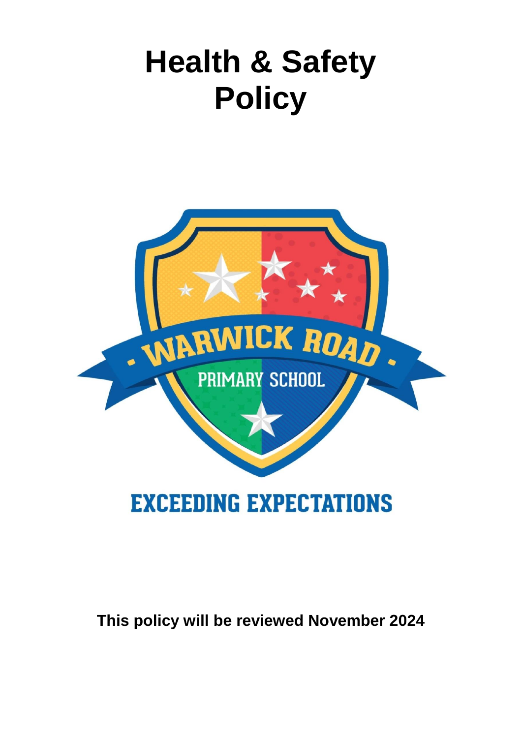# Health & Safety Policy

WARWICK ROAD PRIMARY SCHOOL

EXCEEDING EXPECTATIONS

**This policy will be reviewed November 2024**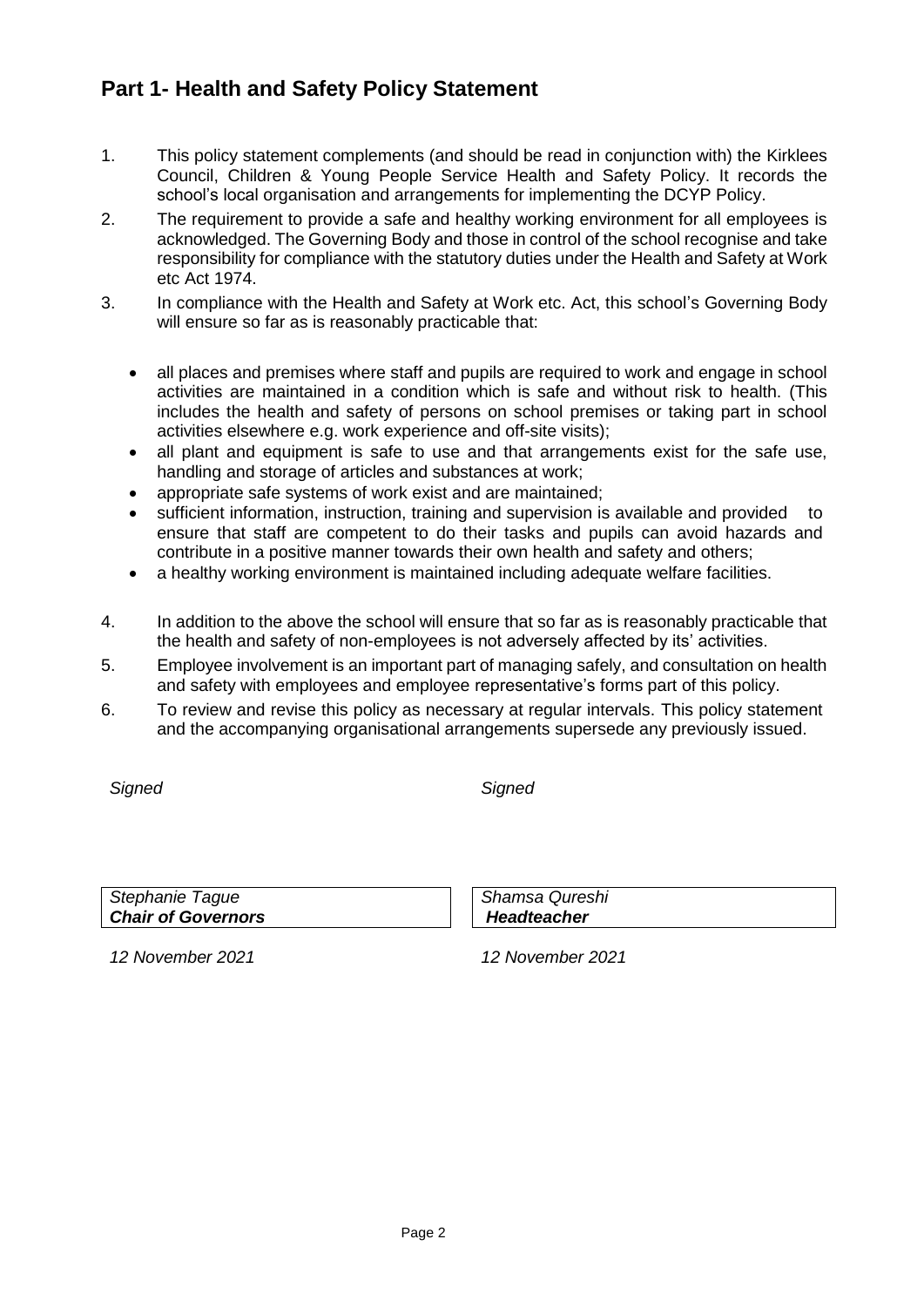## Part 1- Health and Safety Policy Statement

1. This policy statement complements (and should be read in conjunction with) the Kirklees Council, Children & Young People Service Health and Safety Policy. It records the school's local organisation and arrangements for implementing the DCYP Policy.
2. The requirement to provide a safe and healthy working environment for all employees is acknowledged. The Governing Body and those in control of the school recognise and take responsibility for compliance with the statutory duties under the Health and Safety at Work etc Act 1974.
3. In compliance with the Health and Safety at Work etc. Act, this school's Governing Body will ensure so far as is reasonably practicable that:
   - all places and premises where staff and pupils are required to work and engage in school activities are maintained in a condition which is safe and without risk to health. (This includes the health and safety of persons on school premises or taking part in school activities elsewhere e.g. work experience and off-site visits);
   - all plant and equipment is safe to use and that arrangements exist for the safe use, handling and storage of articles and substances at work;
   - appropriate safe systems of work exist and are maintained;
   - sufficient information, instruction, training and supervision is available and provided to ensure that staff are competent to do their tasks and pupils can avoid hazards and contribute in a positive manner towards their own health and safety and others;
   - a healthy working environment is maintained including adequate welfare facilities.
4. In addition to the above the school will ensure that so far as is reasonably practicable that the health and safety of non-employees is not adversely affected by its' activities.
5. Employee involvement is an important part of managing safely, and consultation on health and safety with employees and employee representative's forms part of this policy.
6. To review and revise this policy as necessary at regular intervals. This policy statement and the accompanying organisational arrangements supersede any previously issued.

*Signed*

*Stephanie Tague*
***Chair of Governors***

*12 November 2021*

*Signed*

*Shamsa Qureshi*
***Headteacher***

*12 November 2021*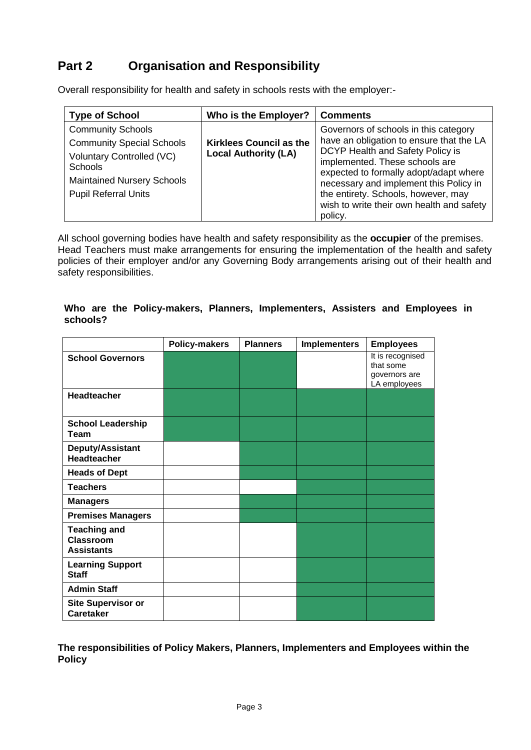## Part 2 Organisation and Responsibility

Overall responsibility for health and safety in schools rests with the employer:-

| Type of School | Who is the Employer? | Comments |
|---|---|---|
| Community Schools<br>Community Special Schools<br>Voluntary Controlled (VC) Schools<br>Maintained Nursery Schools<br>Pupil Referral Units | **Kirklees Council as the Local Authority (LA)** | Governors of schools in this category have an obligation to ensure that the LA DCYP Health and Safety Policy is implemented. These schools are expected to formally adopt/adapt where necessary and implement this Policy in the entirety. Schools, however, may wish to write their own health and safety policy. |

All school governing bodies have health and safety responsibility as the **occupier** of the premises. Head Teachers must make arrangements for ensuring the implementation of the health and safety policies of their employer and/or any Governing Body arrangements arising out of their health and safety responsibilities.

**Who are the Policy-makers, Planners, Implementers, Assisters and Employees in schools?**

| | Policy-makers | Planners | Implementers | Employees |
|---|---|---|---|---|
| **School Governors** | ✓ | ✓ | | It is recognised that some governors are LA employees |
| **Headteacher** | ✓ | ✓ | ✓ | ✓ |
| **School Leadership Team** | ✓ | ✓ | ✓ | ✓ |
| **Deputy/Assistant Headteacher** | | ✓ | ✓ | ✓ |
| **Heads of Dept** | | ✓ | ✓ | ✓ |
| **Teachers** | | | ✓ | ✓ |
| **Managers** | | ✓ | ✓ | ✓ |
| **Premises Managers** | | ✓ | ✓ | ✓ |
| **Teaching and Classroom Assistants** | | | ✓ | ✓ |
| **Learning Support Staff** | | | ✓ | ✓ |
| **Admin Staff** | | | ✓ | ✓ |
| **Site Supervisor or Caretaker** | | | ✓ | ✓ |

**The responsibilities of Policy Makers, Planners, Implementers and Employees within the Policy**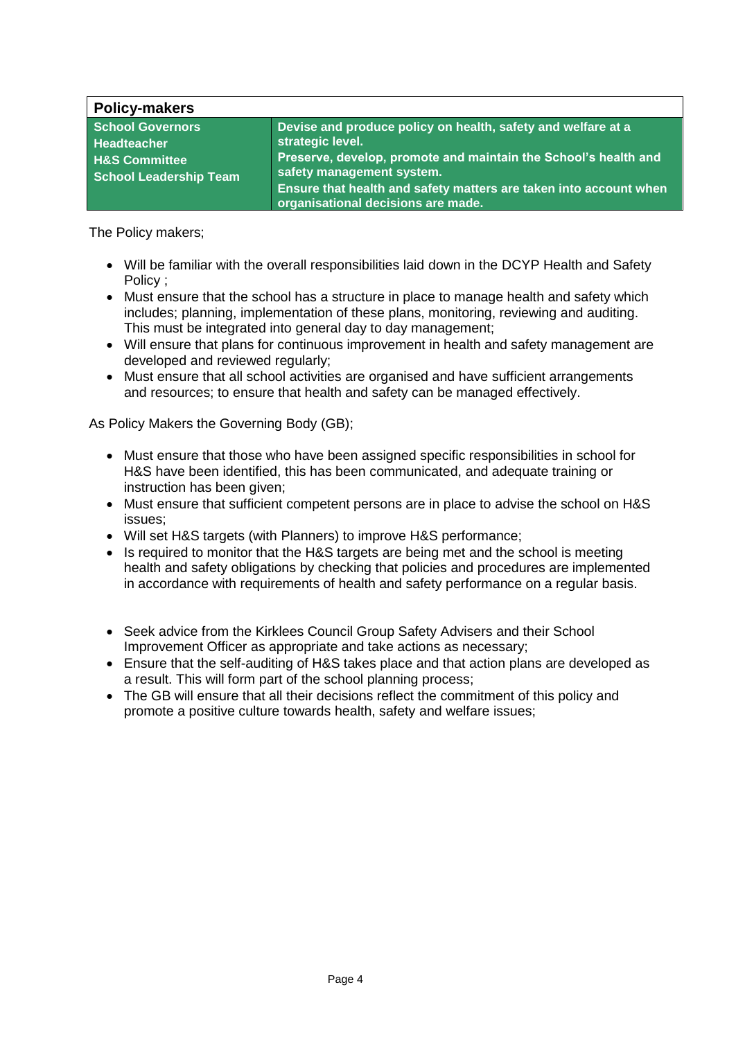| Policy-makers | |
|---|---|
| **School Governors**<br>**Headteacher**<br>**H&S Committee**<br>**School Leadership Team** | **Devise and produce policy on health, safety and welfare at a strategic level.**<br>**Preserve, develop, promote and maintain the School's health and safety management system.**<br>**Ensure that health and safety matters are taken into account when organisational decisions are made.** |

The Policy makers;

- Will be familiar with the overall responsibilities laid down in the DCYP Health and Safety Policy ;
- Must ensure that the school has a structure in place to manage health and safety which includes; planning, implementation of these plans, monitoring, reviewing and auditing. This must be integrated into general day to day management;
- Will ensure that plans for continuous improvement in health and safety management are developed and reviewed regularly;
- Must ensure that all school activities are organised and have sufficient arrangements and resources; to ensure that health and safety can be managed effectively.

As Policy Makers the Governing Body (GB);

- Must ensure that those who have been assigned specific responsibilities in school for H&S have been identified, this has been communicated, and adequate training or instruction has been given;
- Must ensure that sufficient competent persons are in place to advise the school on H&S issues;
- Will set H&S targets (with Planners) to improve H&S performance;
- Is required to monitor that the H&S targets are being met and the school is meeting health and safety obligations by checking that policies and procedures are implemented in accordance with requirements of health and safety performance on a regular basis.

- Seek advice from the Kirklees Council Group Safety Advisers and their School Improvement Officer as appropriate and take actions as necessary;
- Ensure that the self-auditing of H&S takes place and that action plans are developed as a result. This will form part of the school planning process;
- The GB will ensure that all their decisions reflect the commitment of this policy and promote a positive culture towards health, safety and welfare issues;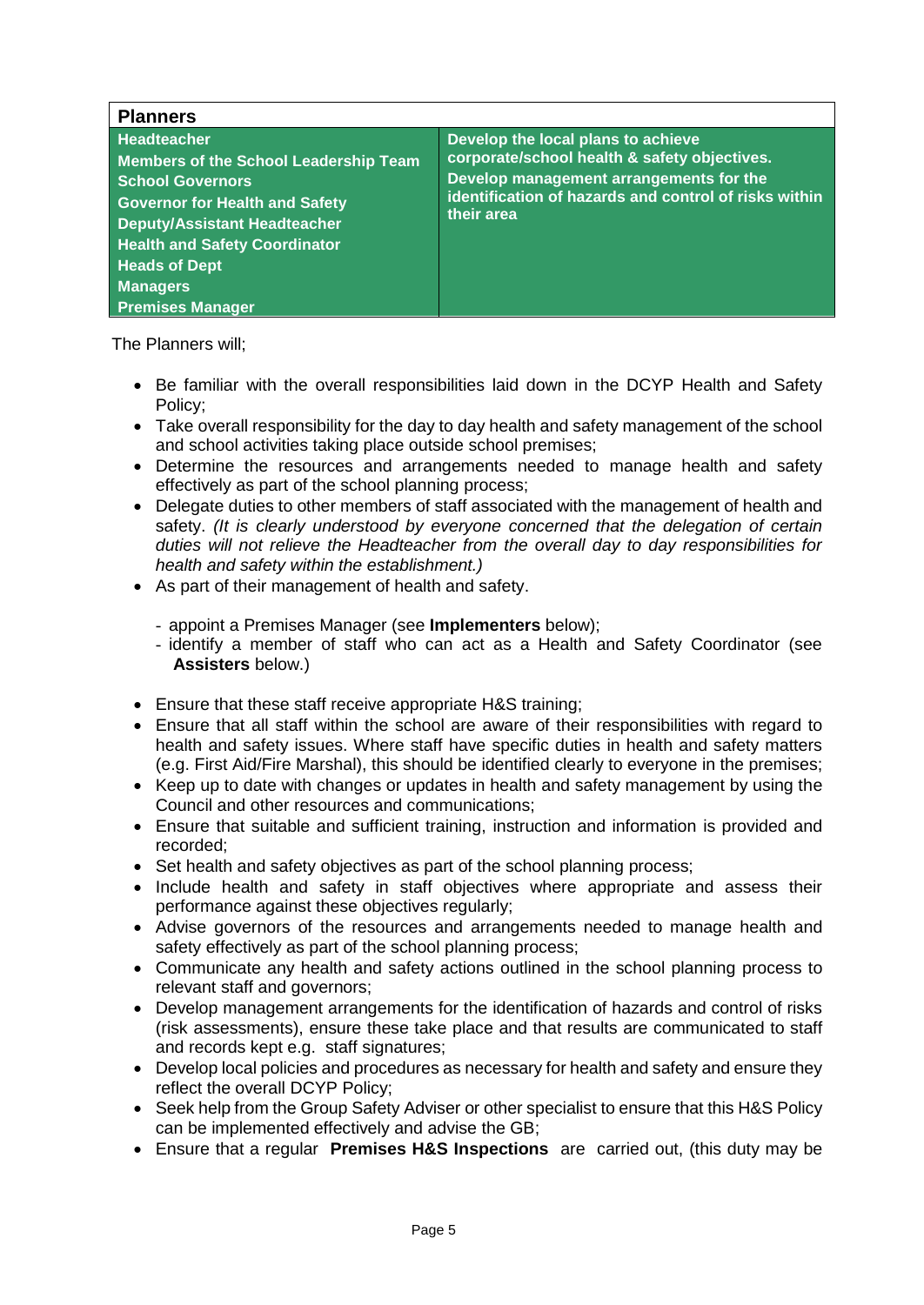| Planners | |
|---|---|
| **Headteacher**<br>**Members of the School Leadership Team**<br>**School Governors**<br>**Governor for Health and Safety**<br>**Deputy/Assistant Headteacher**<br>**Health and Safety Coordinator**<br>**Heads of Dept**<br>**Managers**<br>**Premises Manager** | **Develop the local plans to achieve corporate/school health & safety objectives.**<br>**Develop management arrangements for the identification of hazards and control of risks within their area** |

The Planners will;

- Be familiar with the overall responsibilities laid down in the DCYP Health and Safety Policy;
- Take overall responsibility for the day to day health and safety management of the school and school activities taking place outside school premises;
- Determine the resources and arrangements needed to manage health and safety effectively as part of the school planning process;
- Delegate duties to other members of staff associated with the management of health and safety. *(It is clearly understood by everyone concerned that the delegation of certain duties will not relieve the Headteacher from the overall day to day responsibilities for health and safety within the establishment.)*
- As part of their management of health and safety.

  - appoint a Premises Manager (see **Implementers** below);
  - identify a member of staff who can act as a Health and Safety Coordinator (see **Assisters** below.)

- Ensure that these staff receive appropriate H&S training;
- Ensure that all staff within the school are aware of their responsibilities with regard to health and safety issues. Where staff have specific duties in health and safety matters (e.g. First Aid/Fire Marshal), this should be identified clearly to everyone in the premises;
- Keep up to date with changes or updates in health and safety management by using the Council and other resources and communications;
- Ensure that suitable and sufficient training, instruction and information is provided and recorded;
- Set health and safety objectives as part of the school planning process;
- Include health and safety in staff objectives where appropriate and assess their performance against these objectives regularly;
- Advise governors of the resources and arrangements needed to manage health and safety effectively as part of the school planning process;
- Communicate any health and safety actions outlined in the school planning process to relevant staff and governors;
- Develop management arrangements for the identification of hazards and control of risks (risk assessments), ensure these take place and that results are communicated to staff and records kept e.g. staff signatures;
- Develop local policies and procedures as necessary for health and safety and ensure they reflect the overall DCYP Policy;
- Seek help from the Group Safety Adviser or other specialist to ensure that this H&S Policy can be implemented effectively and advise the GB;
- Ensure that a regular **Premises H&S Inspections** are carried out, (this duty may be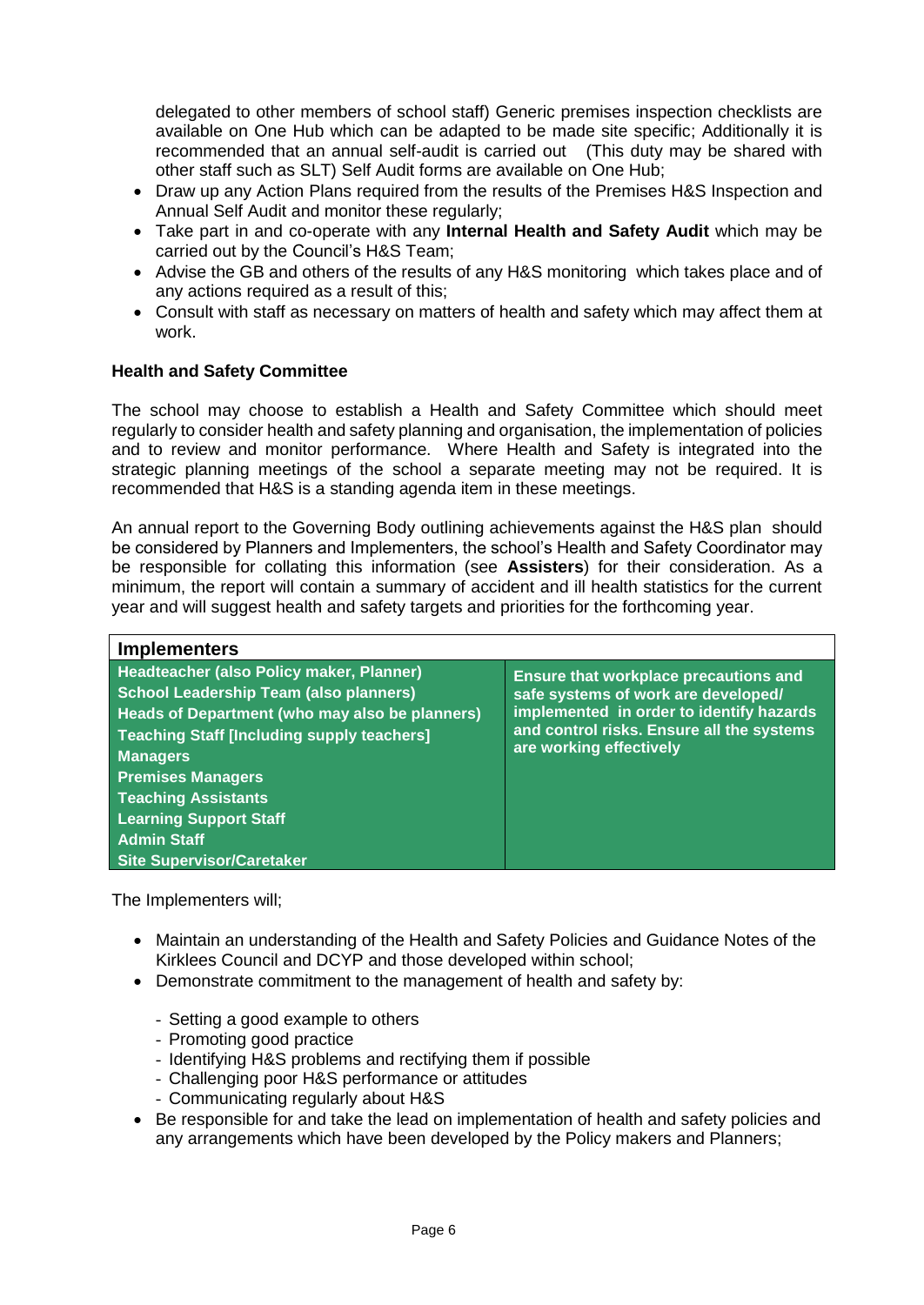delegated to other members of school staff) Generic premises inspection checklists are available on One Hub which can be adapted to be made site specific; Additionally it is recommended that an annual self-audit is carried out (This duty may be shared with other staff such as SLT) Self Audit forms are available on One Hub;

- Draw up any Action Plans required from the results of the Premises H&S Inspection and Annual Self Audit and monitor these regularly;
- Take part in and co-operate with any **Internal Health and Safety Audit** which may be carried out by the Council's H&S Team;
- Advise the GB and others of the results of any H&S monitoring which takes place and of any actions required as a result of this;
- Consult with staff as necessary on matters of health and safety which may affect them at work.

**Health and Safety Committee**

The school may choose to establish a Health and Safety Committee which should meet regularly to consider health and safety planning and organisation, the implementation of policies and to review and monitor performance. Where Health and Safety is integrated into the strategic planning meetings of the school a separate meeting may not be required. It is recommended that H&S is a standing agenda item in these meetings.

An annual report to the Governing Body outlining achievements against the H&S plan should be considered by Planners and Implementers, the school's Health and Safety Coordinator may be responsible for collating this information (see **Assisters**) for their consideration. As a minimum, the report will contain a summary of accident and ill health statistics for the current year and will suggest health and safety targets and priorities for the forthcoming year.

| **Implementers** | |
|---|---|
| **Headteacher (also Policy maker, Planner)**<br>**School Leadership Team (also planners)**<br>**Heads of Department (who may also be planners)**<br>**Teaching Staff [Including supply teachers]**<br>**Managers**<br>**Premises Managers**<br>**Teaching Assistants**<br>**Learning Support Staff**<br>**Admin Staff**<br>**Site Supervisor/Caretaker** | **Ensure that workplace precautions and safe systems of work are developed/ implemented in order to identify hazards and control risks. Ensure all the systems are working effectively** |

The Implementers will;

- Maintain an understanding of the Health and Safety Policies and Guidance Notes of the Kirklees Council and DCYP and those developed within school;
- Demonstrate commitment to the management of health and safety by:
  - Setting a good example to others
  - Promoting good practice
  - Identifying H&S problems and rectifying them if possible
  - Challenging poor H&S performance or attitudes
  - Communicating regularly about H&S
- Be responsible for and take the lead on implementation of health and safety policies and any arrangements which have been developed by the Policy makers and Planners;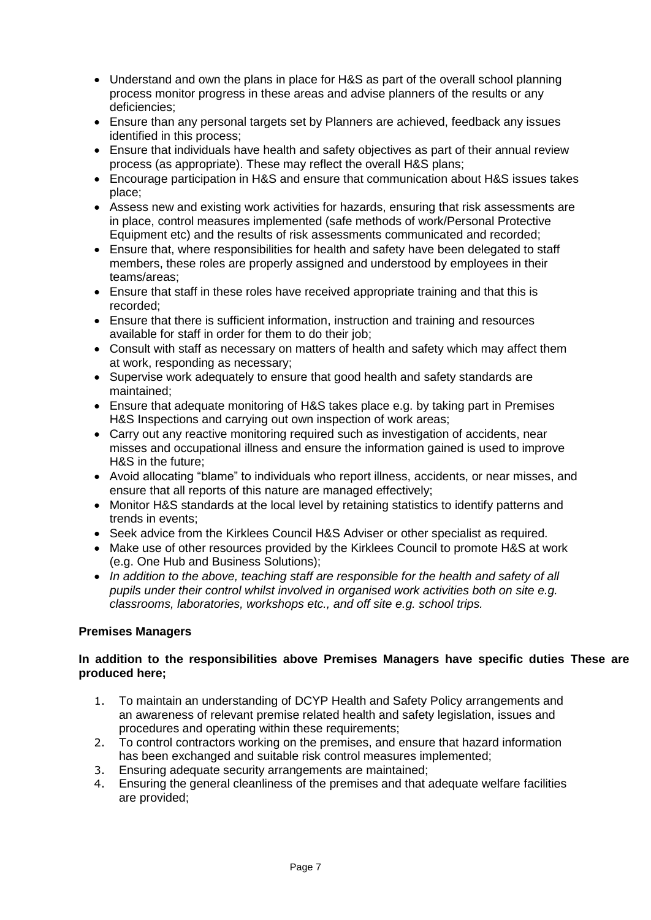- Understand and own the plans in place for H&S as part of the overall school planning process monitor progress in these areas and advise planners of the results or any deficiencies;
- Ensure than any personal targets set by Planners are achieved, feedback any issues identified in this process;
- Ensure that individuals have health and safety objectives as part of their annual review process (as appropriate). These may reflect the overall H&S plans;
- Encourage participation in H&S and ensure that communication about H&S issues takes place;
- Assess new and existing work activities for hazards, ensuring that risk assessments are in place, control measures implemented (safe methods of work/Personal Protective Equipment etc) and the results of risk assessments communicated and recorded;
- Ensure that, where responsibilities for health and safety have been delegated to staff members, these roles are properly assigned and understood by employees in their teams/areas;
- Ensure that staff in these roles have received appropriate training and that this is recorded;
- Ensure that there is sufficient information, instruction and training and resources available for staff in order for them to do their job;
- Consult with staff as necessary on matters of health and safety which may affect them at work, responding as necessary;
- Supervise work adequately to ensure that good health and safety standards are maintained;
- Ensure that adequate monitoring of H&S takes place e.g. by taking part in Premises H&S Inspections and carrying out own inspection of work areas;
- Carry out any reactive monitoring required such as investigation of accidents, near misses and occupational illness and ensure the information gained is used to improve H&S in the future;
- Avoid allocating "blame" to individuals who report illness, accidents, or near misses, and ensure that all reports of this nature are managed effectively;
- Monitor H&S standards at the local level by retaining statistics to identify patterns and trends in events;
- Seek advice from the Kirklees Council H&S Adviser or other specialist as required.
- Make use of other resources provided by the Kirklees Council to promote H&S at work (e.g. One Hub and Business Solutions);
- *In addition to the above, teaching staff are responsible for the health and safety of all pupils under their control whilst involved in organised work activities both on site e.g. classrooms, laboratories, workshops etc., and off site e.g. school trips.*

**Premises Managers**

**In addition to the responsibilities above Premises Managers have specific duties These are produced here;**

1. To maintain an understanding of DCYP Health and Safety Policy arrangements and an awareness of relevant premise related health and safety legislation, issues and procedures and operating within these requirements;
2. To control contractors working on the premises, and ensure that hazard information has been exchanged and suitable risk control measures implemented;
3. Ensuring adequate security arrangements are maintained;
4. Ensuring the general cleanliness of the premises and that adequate welfare facilities are provided;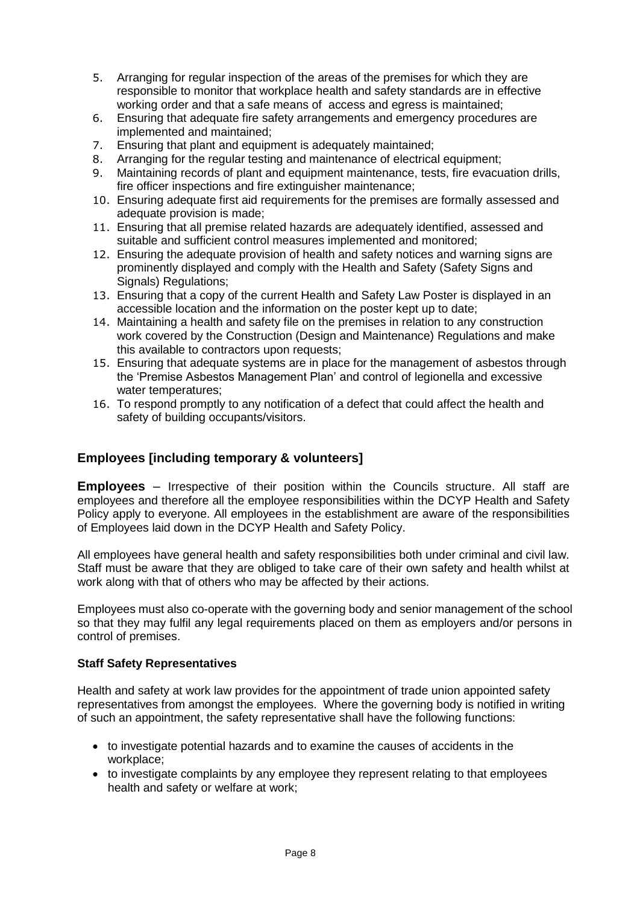5. Arranging for regular inspection of the areas of the premises for which they are responsible to monitor that workplace health and safety standards are in effective working order and that a safe means of access and egress is maintained;
6. Ensuring that adequate fire safety arrangements and emergency procedures are implemented and maintained;
7. Ensuring that plant and equipment is adequately maintained;
8. Arranging for the regular testing and maintenance of electrical equipment;
9. Maintaining records of plant and equipment maintenance, tests, fire evacuation drills, fire officer inspections and fire extinguisher maintenance;
10. Ensuring adequate first aid requirements for the premises are formally assessed and adequate provision is made;
11. Ensuring that all premise related hazards are adequately identified, assessed and suitable and sufficient control measures implemented and monitored;
12. Ensuring the adequate provision of health and safety notices and warning signs are prominently displayed and comply with the Health and Safety (Safety Signs and Signals) Regulations;
13. Ensuring that a copy of the current Health and Safety Law Poster is displayed in an accessible location and the information on the poster kept up to date;
14. Maintaining a health and safety file on the premises in relation to any construction work covered by the Construction (Design and Maintenance) Regulations and make this available to contractors upon requests;
15. Ensuring that adequate systems are in place for the management of asbestos through the 'Premise Asbestos Management Plan' and control of legionella and excessive water temperatures;
16. To respond promptly to any notification of a defect that could affect the health and safety of building occupants/visitors.

## Employees [including temporary & volunteers]

**Employees** – Irrespective of their position within the Councils structure. All staff are employees and therefore all the employee responsibilities within the DCYP Health and Safety Policy apply to everyone. All employees in the establishment are aware of the responsibilities of Employees laid down in the DCYP Health and Safety Policy.

All employees have general health and safety responsibilities both under criminal and civil law. Staff must be aware that they are obliged to take care of their own safety and health whilst at work along with that of others who may be affected by their actions.

Employees must also co-operate with the governing body and senior management of the school so that they may fulfil any legal requirements placed on them as employers and/or persons in control of premises.

### Staff Safety Representatives

Health and safety at work law provides for the appointment of trade union appointed safety representatives from amongst the employees. Where the governing body is notified in writing of such an appointment, the safety representative shall have the following functions:

- to investigate potential hazards and to examine the causes of accidents in the workplace;
- to investigate complaints by any employee they represent relating to that employees health and safety or welfare at work;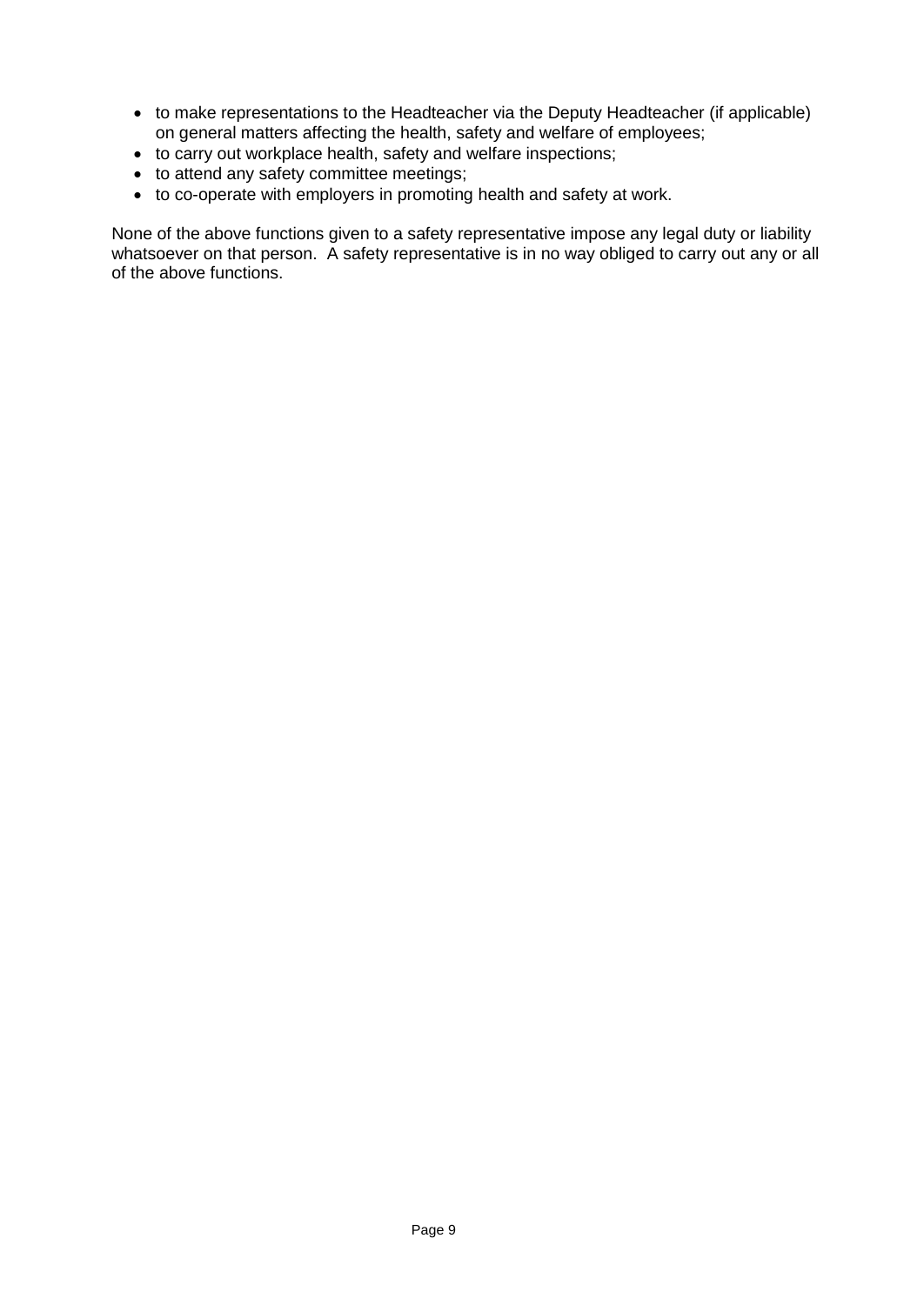- to make representations to the Headteacher via the Deputy Headteacher (if applicable) on general matters affecting the health, safety and welfare of employees;
- to carry out workplace health, safety and welfare inspections;
- to attend any safety committee meetings;
- to co-operate with employers in promoting health and safety at work.

None of the above functions given to a safety representative impose any legal duty or liability whatsoever on that person. A safety representative is in no way obliged to carry out any or all of the above functions.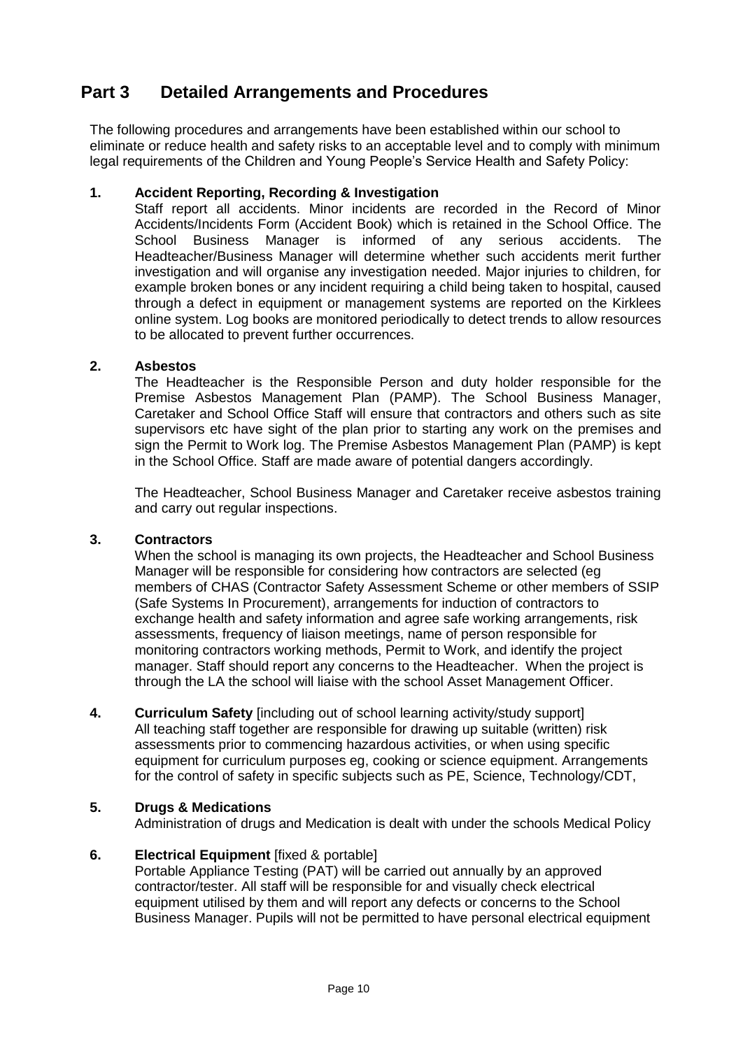# Part 3 Detailed Arrangements and Procedures

The following procedures and arrangements have been established within our school to eliminate or reduce health and safety risks to an acceptable level and to comply with minimum legal requirements of the Children and Young People's Service Health and Safety Policy:

### 1. Accident Reporting, Recording & Investigation

Staff report all accidents. Minor incidents are recorded in the Record of Minor Accidents/Incidents Form (Accident Book) which is retained in the School Office. The School Business Manager is informed of any serious accidents. The Headteacher/Business Manager will determine whether such accidents merit further investigation and will organise any investigation needed. Major injuries to children, for example broken bones or any incident requiring a child being taken to hospital, caused through a defect in equipment or management systems are reported on the Kirklees online system. Log books are monitored periodically to detect trends to allow resources to be allocated to prevent further occurrences.

### 2. Asbestos

The Headteacher is the Responsible Person and duty holder responsible for the Premise Asbestos Management Plan (PAMP). The School Business Manager, Caretaker and School Office Staff will ensure that contractors and others such as site supervisors etc have sight of the plan prior to starting any work on the premises and sign the Permit to Work log. The Premise Asbestos Management Plan (PAMP) is kept in the School Office. Staff are made aware of potential dangers accordingly.

The Headteacher, School Business Manager and Caretaker receive asbestos training and carry out regular inspections.

### 3. Contractors

When the school is managing its own projects, the Headteacher and School Business Manager will be responsible for considering how contractors are selected (eg members of CHAS (Contractor Safety Assessment Scheme or other members of SSIP (Safe Systems In Procurement), arrangements for induction of contractors to exchange health and safety information and agree safe working arrangements, risk assessments, frequency of liaison meetings, name of person responsible for monitoring contractors working methods, Permit to Work, and identify the project manager. Staff should report any concerns to the Headteacher. When the project is through the LA the school will liaise with the school Asset Management Officer.

### 4. Curriculum Safety [including out of school learning activity/study support]

All teaching staff together are responsible for drawing up suitable (written) risk assessments prior to commencing hazardous activities, or when using specific equipment for curriculum purposes eg, cooking or science equipment. Arrangements for the control of safety in specific subjects such as PE, Science, Technology/CDT,

### 5. Drugs & Medications

Administration of drugs and Medication is dealt with under the schools Medical Policy

### 6. Electrical Equipment [fixed & portable]

Portable Appliance Testing (PAT) will be carried out annually by an approved contractor/tester. All staff will be responsible for and visually check electrical equipment utilised by them and will report any defects or concerns to the School Business Manager. Pupils will not be permitted to have personal electrical equipment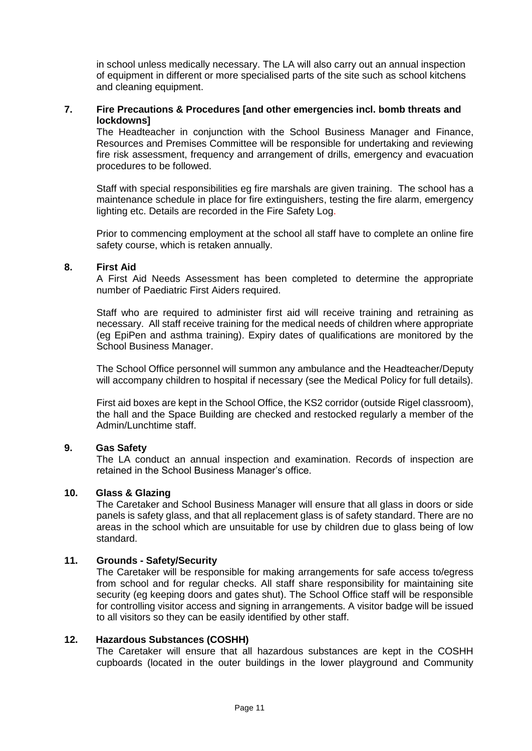in school unless medically necessary. The LA will also carry out an annual inspection of equipment in different or more specialised parts of the site such as school kitchens and cleaning equipment.

## 7. Fire Precautions & Procedures [and other emergencies incl. bomb threats and lockdowns]

The Headteacher in conjunction with the School Business Manager and Finance, Resources and Premises Committee will be responsible for undertaking and reviewing fire risk assessment, frequency and arrangement of drills, emergency and evacuation procedures to be followed.

Staff with special responsibilities eg fire marshals are given training. The school has a maintenance schedule in place for fire extinguishers, testing the fire alarm, emergency lighting etc. Details are recorded in the Fire Safety Log.

Prior to commencing employment at the school all staff have to complete an online fire safety course, which is retaken annually.

## 8. First Aid

A First Aid Needs Assessment has been completed to determine the appropriate number of Paediatric First Aiders required.

Staff who are required to administer first aid will receive training and retraining as necessary. All staff receive training for the medical needs of children where appropriate (eg EpiPen and asthma training). Expiry dates of qualifications are monitored by the School Business Manager.

The School Office personnel will summon any ambulance and the Headteacher/Deputy will accompany children to hospital if necessary (see the Medical Policy for full details).

First aid boxes are kept in the School Office, the KS2 corridor (outside Rigel classroom), the hall and the Space Building are checked and restocked regularly a member of the Admin/Lunchtime staff.

## 9. Gas Safety

The LA conduct an annual inspection and examination. Records of inspection are retained in the School Business Manager's office.

## 10. Glass & Glazing

The Caretaker and School Business Manager will ensure that all glass in doors or side panels is safety glass, and that all replacement glass is of safety standard. There are no areas in the school which are unsuitable for use by children due to glass being of low standard.

## 11. Grounds - Safety/Security

The Caretaker will be responsible for making arrangements for safe access to/egress from school and for regular checks. All staff share responsibility for maintaining site security (eg keeping doors and gates shut). The School Office staff will be responsible for controlling visitor access and signing in arrangements. A visitor badge will be issued to all visitors so they can be easily identified by other staff.

## 12. Hazardous Substances (COSHH)

The Caretaker will ensure that all hazardous substances are kept in the COSHH cupboards (located in the outer buildings in the lower playground and Community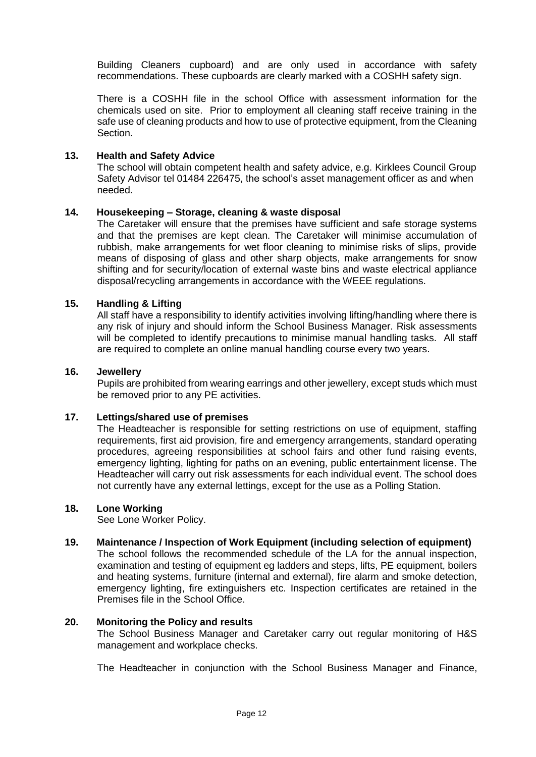Building Cleaners cupboard) and are only used in accordance with safety recommendations. These cupboards are clearly marked with a COSHH safety sign.

There is a COSHH file in the school Office with assessment information for the chemicals used on site. Prior to employment all cleaning staff receive training in the safe use of cleaning products and how to use of protective equipment, from the Cleaning Section.

**13. Health and Safety Advice**

The school will obtain competent health and safety advice, e.g. Kirklees Council Group Safety Advisor tel 01484 226475, the school's asset management officer as and when needed.

**14. Housekeeping – Storage, cleaning & waste disposal**

The Caretaker will ensure that the premises have sufficient and safe storage systems and that the premises are kept clean. The Caretaker will minimise accumulation of rubbish, make arrangements for wet floor cleaning to minimise risks of slips, provide means of disposing of glass and other sharp objects, make arrangements for snow shifting and for security/location of external waste bins and waste electrical appliance disposal/recycling arrangements in accordance with the WEEE regulations.

**15. Handling & Lifting**

All staff have a responsibility to identify activities involving lifting/handling where there is any risk of injury and should inform the School Business Manager. Risk assessments will be completed to identify precautions to minimise manual handling tasks. All staff are required to complete an online manual handling course every two years.

**16. Jewellery**

Pupils are prohibited from wearing earrings and other jewellery, except studs which must be removed prior to any PE activities.

**17. Lettings/shared use of premises**

The Headteacher is responsible for setting restrictions on use of equipment, staffing requirements, first aid provision, fire and emergency arrangements, standard operating procedures, agreeing responsibilities at school fairs and other fund raising events, emergency lighting, lighting for paths on an evening, public entertainment license. The Headteacher will carry out risk assessments for each individual event. The school does not currently have any external lettings, except for the use as a Polling Station.

**18. Lone Working**

See Lone Worker Policy.

**19. Maintenance / Inspection of Work Equipment (including selection of equipment)**

The school follows the recommended schedule of the LA for the annual inspection, examination and testing of equipment eg ladders and steps, lifts, PE equipment, boilers and heating systems, furniture (internal and external), fire alarm and smoke detection, emergency lighting, fire extinguishers etc. Inspection certificates are retained in the Premises file in the School Office.

**20. Monitoring the Policy and results**

The School Business Manager and Caretaker carry out regular monitoring of H&S management and workplace checks.

The Headteacher in conjunction with the School Business Manager and Finance,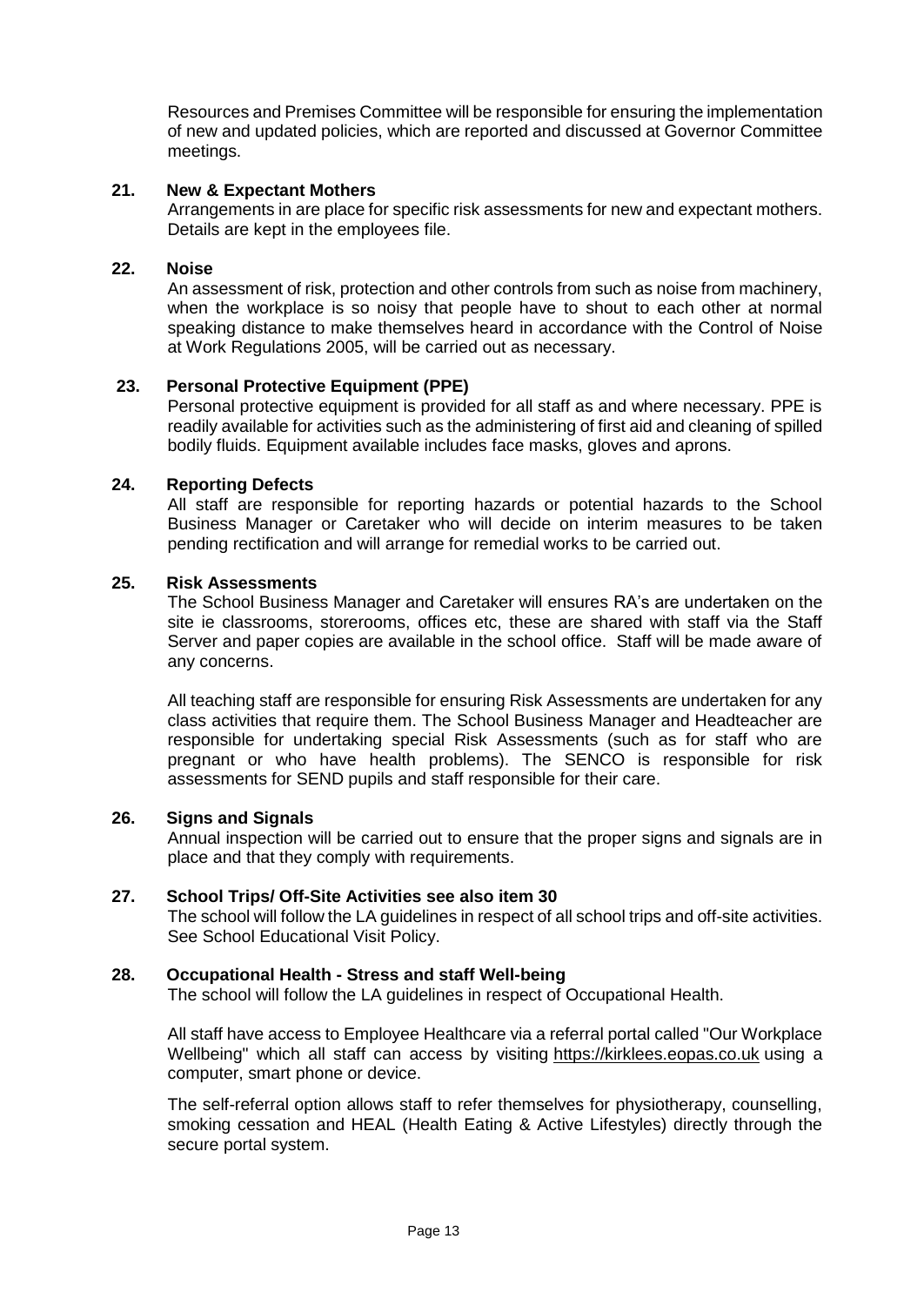Resources and Premises Committee will be responsible for ensuring the implementation of new and updated policies, which are reported and discussed at Governor Committee meetings.

**21. New & Expectant Mothers**

Arrangements in are place for specific risk assessments for new and expectant mothers. Details are kept in the employees file.

**22. Noise**

An assessment of risk, protection and other controls from such as noise from machinery, when the workplace is so noisy that people have to shout to each other at normal speaking distance to make themselves heard in accordance with the Control of Noise at Work Regulations 2005, will be carried out as necessary.

**23. Personal Protective Equipment (PPE)**

Personal protective equipment is provided for all staff as and where necessary. PPE is readily available for activities such as the administering of first aid and cleaning of spilled bodily fluids. Equipment available includes face masks, gloves and aprons.

**24. Reporting Defects**

All staff are responsible for reporting hazards or potential hazards to the School Business Manager or Caretaker who will decide on interim measures to be taken pending rectification and will arrange for remedial works to be carried out.

**25. Risk Assessments**

The School Business Manager and Caretaker will ensures RA's are undertaken on the site ie classrooms, storerooms, offices etc, these are shared with staff via the Staff Server and paper copies are available in the school office. Staff will be made aware of any concerns.

All teaching staff are responsible for ensuring Risk Assessments are undertaken for any class activities that require them. The School Business Manager and Headteacher are responsible for undertaking special Risk Assessments (such as for staff who are pregnant or who have health problems). The SENCO is responsible for risk assessments for SEND pupils and staff responsible for their care.

**26. Signs and Signals**

Annual inspection will be carried out to ensure that the proper signs and signals are in place and that they comply with requirements.

**27. School Trips/ Off-Site Activities see also item 30**

The school will follow the LA guidelines in respect of all school trips and off-site activities. See School Educational Visit Policy.

**28. Occupational Health - Stress and staff Well-being**

The school will follow the LA guidelines in respect of Occupational Health.

All staff have access to Employee Healthcare via a referral portal called "Our Workplace Wellbeing" which all staff can access by visiting https://kirklees.eopas.co.uk using a computer, smart phone or device.

The self-referral option allows staff to refer themselves for physiotherapy, counselling, smoking cessation and HEAL (Health Eating & Active Lifestyles) directly through the secure portal system.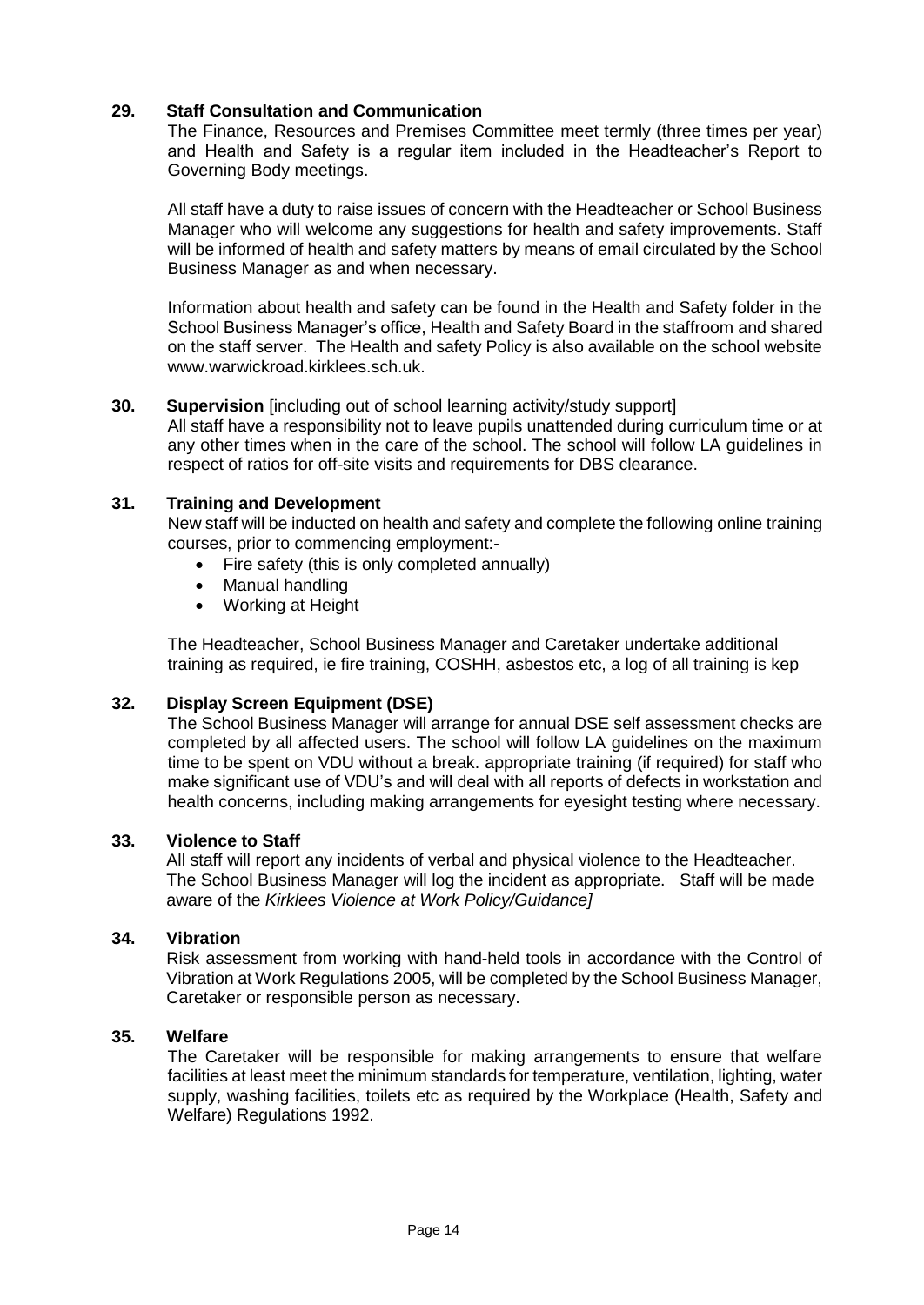**29. Staff Consultation and Communication**

The Finance, Resources and Premises Committee meet termly (three times per year) and Health and Safety is a regular item included in the Headteacher's Report to Governing Body meetings.

All staff have a duty to raise issues of concern with the Headteacher or School Business Manager who will welcome any suggestions for health and safety improvements. Staff will be informed of health and safety matters by means of email circulated by the School Business Manager as and when necessary.

Information about health and safety can be found in the Health and Safety folder in the School Business Manager's office, Health and Safety Board in the staffroom and shared on the staff server. The Health and safety Policy is also available on the school website www.warwickroad.kirklees.sch.uk.

**30. Supervision** [including out of school learning activity/study support]

All staff have a responsibility not to leave pupils unattended during curriculum time or at any other times when in the care of the school. The school will follow LA guidelines in respect of ratios for off-site visits and requirements for DBS clearance.

**31. Training and Development**

New staff will be inducted on health and safety and complete the following online training courses, prior to commencing employment:-

- Fire safety (this is only completed annually)
- Manual handling
- Working at Height

The Headteacher, School Business Manager and Caretaker undertake additional training as required, ie fire training, COSHH, asbestos etc, a log of all training is kep

**32. Display Screen Equipment (DSE)**

The School Business Manager will arrange for annual DSE self assessment checks are completed by all affected users. The school will follow LA guidelines on the maximum time to be spent on VDU without a break. appropriate training (if required) for staff who make significant use of VDU's and will deal with all reports of defects in workstation and health concerns, including making arrangements for eyesight testing where necessary.

**33. Violence to Staff**

All staff will report any incidents of verbal and physical violence to the Headteacher. The School Business Manager will log the incident as appropriate. Staff will be made aware of the *Kirklees Violence at Work Policy/Guidance]*

**34. Vibration**

Risk assessment from working with hand-held tools in accordance with the Control of Vibration at Work Regulations 2005, will be completed by the School Business Manager, Caretaker or responsible person as necessary.

**35. Welfare**

The Caretaker will be responsible for making arrangements to ensure that welfare facilities at least meet the minimum standards for temperature, ventilation, lighting, water supply, washing facilities, toilets etc as required by the Workplace (Health, Safety and Welfare) Regulations 1992.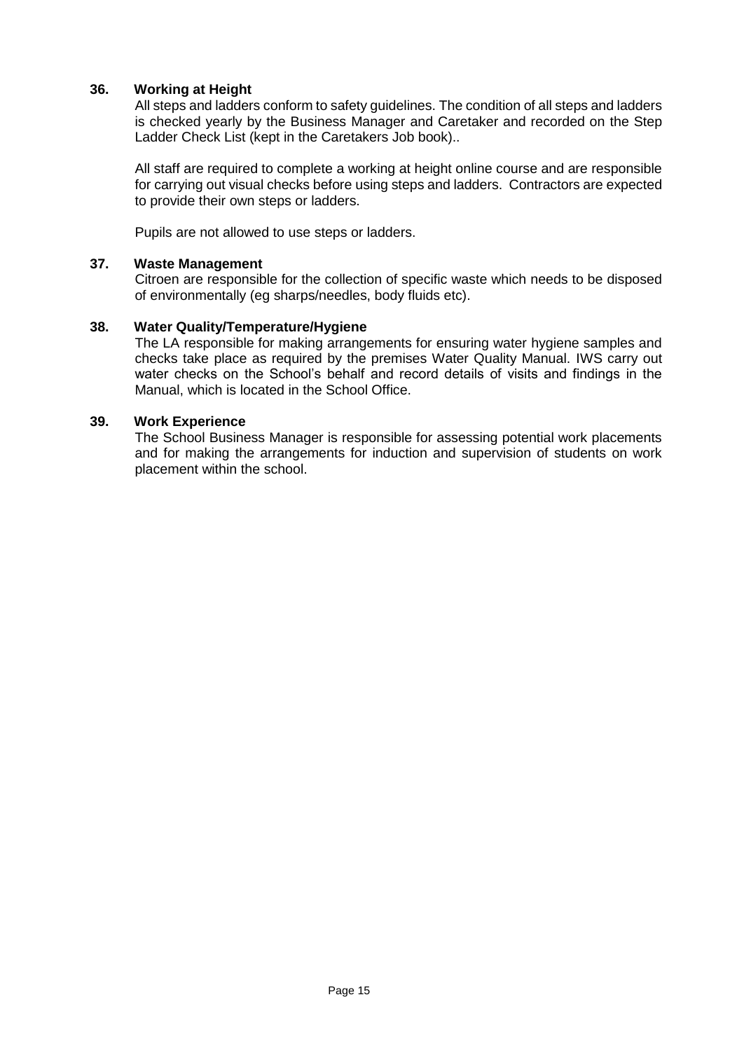## 36. Working at Height

All steps and ladders conform to safety guidelines. The condition of all steps and ladders is checked yearly by the Business Manager and Caretaker and recorded on the Step Ladder Check List (kept in the Caretakers Job book)..

All staff are required to complete a working at height online course and are responsible for carrying out visual checks before using steps and ladders. Contractors are expected to provide their own steps or ladders.

Pupils are not allowed to use steps or ladders.

## 37. Waste Management

Citroen are responsible for the collection of specific waste which needs to be disposed of environmentally (eg sharps/needles, body fluids etc).

## 38. Water Quality/Temperature/Hygiene

The LA responsible for making arrangements for ensuring water hygiene samples and checks take place as required by the premises Water Quality Manual. IWS carry out water checks on the School's behalf and record details of visits and findings in the Manual, which is located in the School Office.

## 39. Work Experience

The School Business Manager is responsible for assessing potential work placements and for making the arrangements for induction and supervision of students on work placement within the school.